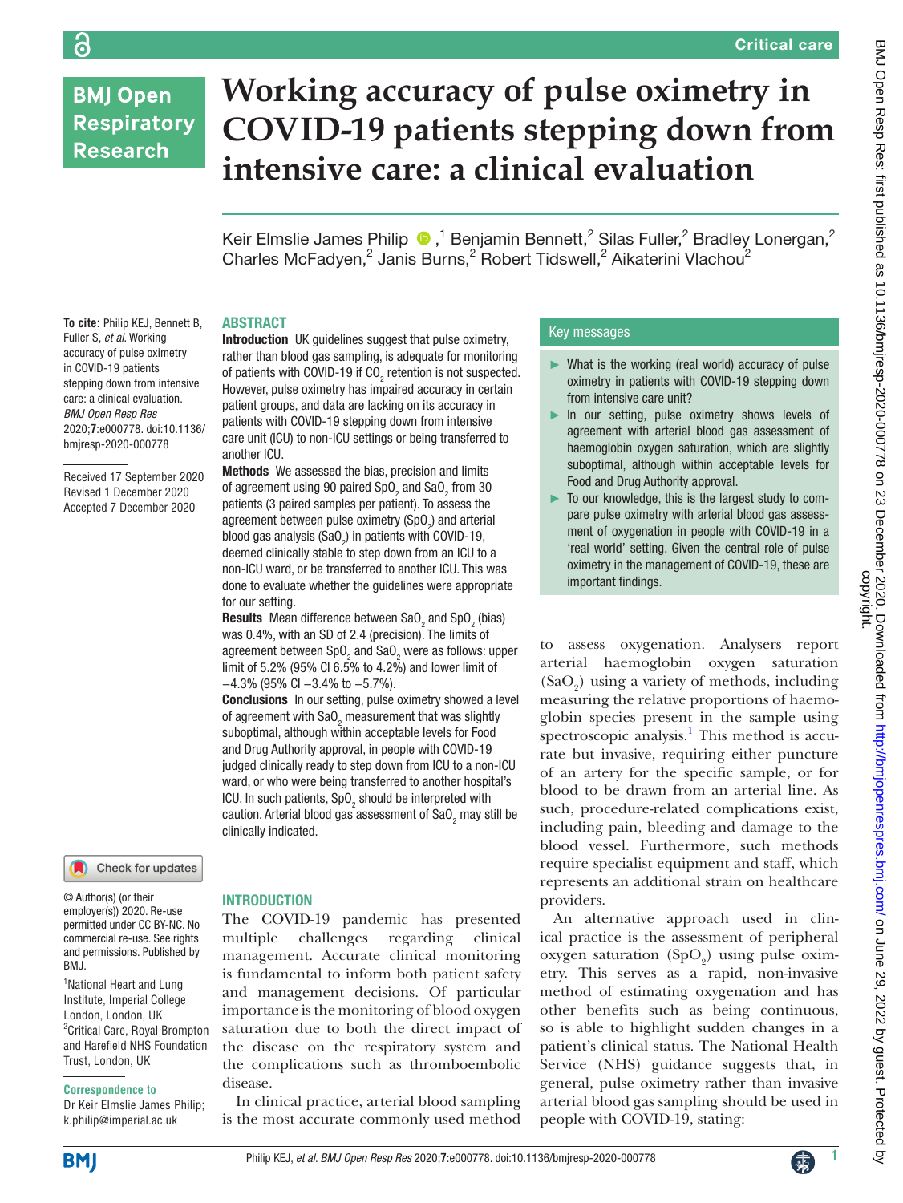# Working accuracy of pulse oximetry in COVID-19 patients stepping down from intensive care: a clinical evaluation

Keir Elmslie James Philip,[1] Benjamin Bennett,[2] Silas Fuller,[2] Bradley Lonergan,[2] Charles McFadyen,[2] Janis Burns,[2] Robert Tidswell,[2] Aikaterini Vlachou[2]

**To cite:** Philip KEJ, Bennett B, Fuller S, *et al.* Working accuracy of pulse oximetry in COVID-19 patients stepping down from intensive care: a clinical evaluation. *BMJ Open Resp Res* 2020;**7**:e000778. doi:10.1136/bmjresp-2020-000778

Received 17 September 2020
Revised 1 December 2020
Accepted 7 December 2020

## ABSTRACT

**Introduction** UK guidelines suggest that pulse oximetry, rather than blood gas sampling, is adequate for monitoring of patients with COVID-19 if $CO_2$ retention is not suspected. However, pulse oximetry has impaired accuracy in certain patient groups, and data are lacking on its accuracy in patients with COVID-19 stepping down from intensive care unit (ICU) to non-ICU settings or being transferred to another ICU.

**Methods** We assessed the bias, precision and limits of agreement using 90 paired $SpO_2$ and $SaO_2$ from 30 patients (3 paired samples per patient). To assess the agreement between pulse oximetry ($SpO_2$) and arterial blood gas analysis ($SaO_2$) in patients with COVID-19, deemed clinically stable to step down from an ICU to a non-ICU ward, or be transferred to another ICU. This was done to evaluate whether the guidelines were appropriate for our setting.

**Results** Mean difference between $SaO_2$ and $SpO_2$ (bias) was 0.4%, with an SD of 2.4 (precision). The limits of agreement between $SpO_2$ and $SaO_2$ were as follows: upper limit of 5.2% (95% CI 6.5% to 4.2%) and lower limit of −4.3% (95% CI −3.4% to −5.7%).

**Conclusions** In our setting, pulse oximetry showed a level of agreement with $SaO_2$ measurement that was slightly suboptimal, although within acceptable levels for Food and Drug Authority approval, in people with COVID-19 judged clinically ready to step down from ICU to a non-ICU ward, or who were being transferred to another hospital's ICU. In such patients, $SpO_2$ should be interpreted with caution. Arterial blood gas assessment of $SaO_2$ may still be clinically indicated.

### Key messages

- What is the working (real world) accuracy of pulse oximetry in patients with COVID-19 stepping down from intensive care unit?
- In our setting, pulse oximetry shows levels of agreement with arterial blood gas assessment of haemoglobin oxygen saturation, which are slightly suboptimal, although within acceptable levels for Food and Drug Authority approval.
- To our knowledge, this is the largest study to compare pulse oximetry with arterial blood gas assessment of oxygenation in people with COVID-19 in a 'real world' setting. Given the central role of pulse oximetry in the management of COVID-19, these are important findings.

## INTRODUCTION

The COVID-19 pandemic has presented multiple challenges regarding clinical management. Accurate clinical monitoring is fundamental to inform both patient safety and management decisions. Of particular importance is the monitoring of blood oxygen saturation due to both the direct impact of the disease on the respiratory system and the complications such as thromboembolic disease.

In clinical practice, arterial blood sampling is the most accurate commonly used method to assess oxygenation. Analysers report arterial haemoglobin oxygen saturation ($SaO_2$) using a variety of methods, including measuring the relative proportions of haemoglobin species present in the sample using spectroscopic analysis.[1] This method is accurate but invasive, requiring either puncture of an artery for the specific sample, or for blood to be drawn from an arterial line. As such, procedure-related complications exist, including pain, bleeding and damage to the blood vessel. Furthermore, such methods require specialist equipment and staff, which represents an additional strain on healthcare providers.

An alternative approach used in clinical practice is the assessment of peripheral oxygen saturation ($SpO_2$) using pulse oximetry. This serves as a rapid, non-invasive method of estimating oxygenation and has other benefits such as being continuous, so is able to highlight sudden changes in a patient's clinical status. The National Health Service (NHS) guidance suggests that, in general, pulse oximetry rather than invasive arterial blood gas sampling should be used in people with COVID-19, stating:

© Author(s) (or their employer(s)) 2020. Re-use permitted under CC BY-NC. No commercial re-use. See rights and permissions. Published by BMJ.

[1]National Heart and Lung Institute, Imperial College London, London, UK
[2]Critical Care, Royal Brompton and Harefield NHS Foundation Trust, London, UK

**Correspondence to**
Dr Keir Elmslie James Philip; k.philip@imperial.ac.uk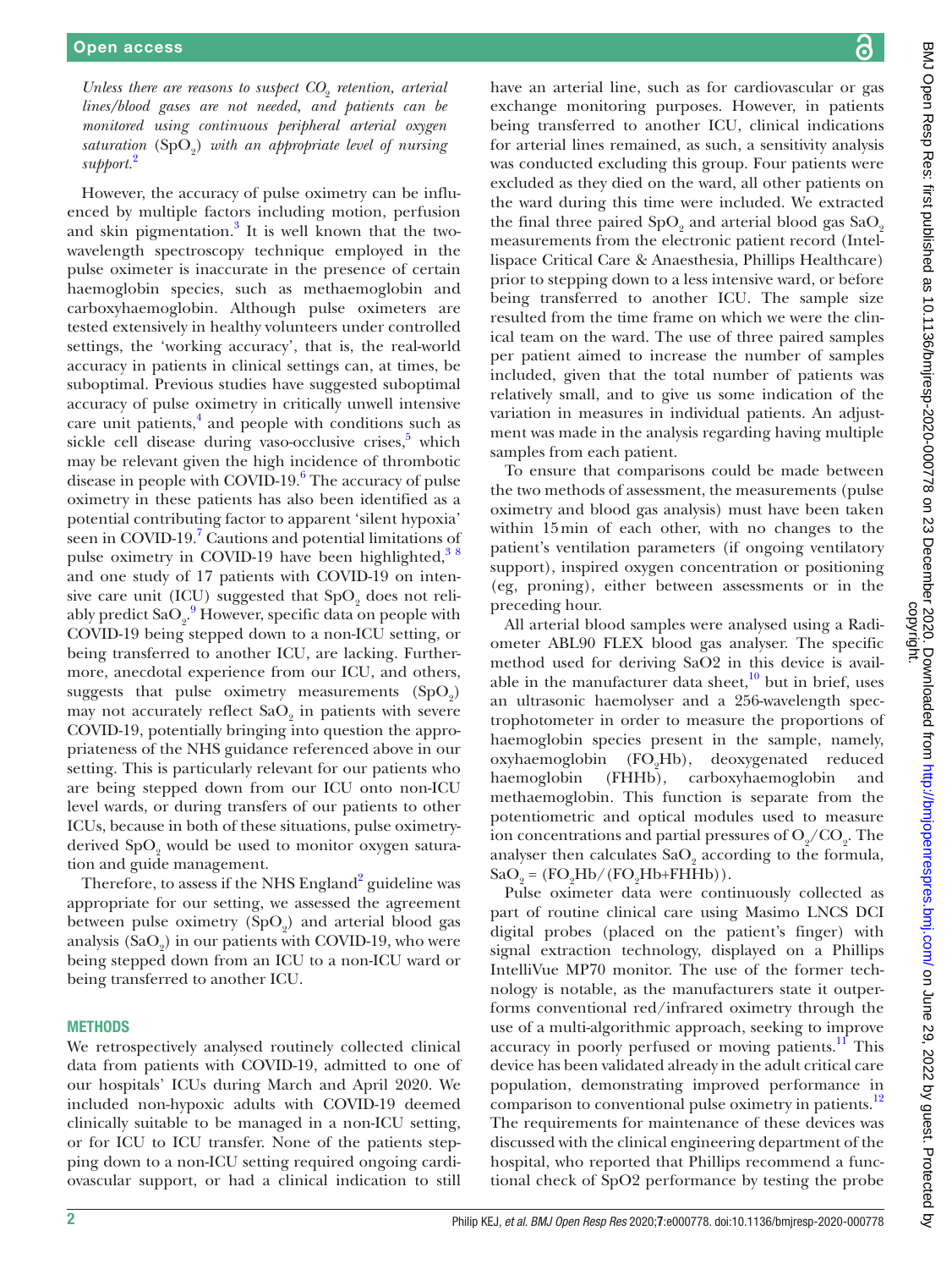*Unless there are reasons to suspect $CO_2$ retention, arterial lines/blood gases are not needed, and patients can be monitored using continuous peripheral arterial oxygen saturation ($SpO_2$) with an appropriate level of nursing support.*[2]

However, the accuracy of pulse oximetry can be influenced by multiple factors including motion, perfusion and skin pigmentation.[3] It is well known that the two-wavelength spectroscopy technique employed in the pulse oximeter is inaccurate in the presence of certain haemoglobin species, such as methaemoglobin and carboxyhaemoglobin. Although pulse oximeters are tested extensively in healthy volunteers under controlled settings, the 'working accuracy', that is, the real-world accuracy in patients in clinical settings can, at times, be suboptimal. Previous studies have suggested suboptimal accuracy of pulse oximetry in critically unwell intensive care unit patients,[4] and people with conditions such as sickle cell disease during vaso-occlusive crises,[5] which may be relevant given the high incidence of thrombotic disease in people with COVID-19.[6] The accuracy of pulse oximetry in these patients has also been identified as a potential contributing factor to apparent 'silent hypoxia' seen in COVID-19.[7] Cautions and potential limitations of pulse oximetry in COVID-19 have been highlighted,[3 8] and one study of 17 patients with COVID-19 on intensive care unit (ICU) suggested that $SpO_2$ does not reliably predict $SaO_2$.[9] However, specific data on people with COVID-19 being stepped down to a non-ICU setting, or being transferred to another ICU, are lacking. Furthermore, anecdotal experience from our ICU, and others, suggests that pulse oximetry measurements ($SpO_2$) may not accurately reflect $SaO_2$ in patients with severe COVID-19, potentially bringing into question the appropriateness of the NHS guidance referenced above in our setting. This is particularly relevant for our patients who are being stepped down from our ICU onto non-ICU level wards, or during transfers of our patients to other ICUs, because in both of these situations, pulse oximetry-derived $SpO_2$ would be used to monitor oxygen saturation and guide management.

Therefore, to assess if the NHS England[2] guideline was appropriate for our setting, we assessed the agreement between pulse oximetry ($SpO_2$) and arterial blood gas analysis ($SaO_2$) in our patients with COVID-19, who were being stepped down from an ICU to a non-ICU ward or being transferred to another ICU.

## METHODS

We retrospectively analysed routinely collected clinical data from patients with COVID-19, admitted to one of our hospitals' ICUs during March and April 2020. We included non-hypoxic adults with COVID-19 deemed clinically suitable to be managed in a non-ICU setting, or for ICU to ICU transfer. None of the patients stepping down to a non-ICU setting required ongoing cardiovascular support, or had a clinical indication to still have an arterial line, such as for cardiovascular or gas exchange monitoring purposes. However, in patients being transferred to another ICU, clinical indications for arterial lines remained, as such, a sensitivity analysis was conducted excluding this group. Four patients were excluded as they died on the ward, all other patients on the ward during this time were included. We extracted the final three paired $SpO_2$ and arterial blood gas $SaO_2$ measurements from the electronic patient record (Intellispace Critical Care & Anaesthesia, Phillips Healthcare) prior to stepping down to a less intensive ward, or before being transferred to another ICU. The sample size resulted from the time frame on which we were the clinical team on the ward. The use of three paired samples per patient aimed to increase the number of samples included, given that the total number of patients was relatively small, and to give us some indication of the variation in measures in individual patients. An adjustment was made in the analysis regarding having multiple samples from each patient.

To ensure that comparisons could be made between the two methods of assessment, the measurements (pulse oximetry and blood gas analysis) must have been taken within 15 min of each other, with no changes to the patient's ventilation parameters (if ongoing ventilatory support), inspired oxygen concentration or positioning (eg, proning), either between assessments or in the preceding hour.

All arterial blood samples were analysed using a Radiometer ABL90 FLEX blood gas analyser. The specific method used for deriving SaO2 in this device is available in the manufacturer data sheet,[10] but in brief, uses an ultrasonic haemolyser and a 256-wavelength spectrophotometer in order to measure the proportions of haemoglobin species present in the sample, namely, oxyhaemoglobin ($FO_2Hb$), deoxygenated reduced haemoglobin (FHHb), carboxyhaemoglobin and methaemoglobin. This function is separate from the potentiometric and optical modules used to measure ion concentrations and partial pressures of $O_2/CO_2$. The analyser then calculates $SaO_2$ according to the formula, $SaO_2 = (FO_2Hb/(FO_2Hb+FHHb))$.

Pulse oximeter data were continuously collected as part of routine clinical care using Masimo LNCS DCI digital probes (placed on the patient's finger) with signal extraction technology, displayed on a Phillips IntelliVue MP70 monitor. The use of the former technology is notable, as the manufacturers state it outperforms conventional red/infrared oximetry through the use of a multi-algorithmic approach, seeking to improve accuracy in poorly perfused or moving patients.[11] This device has been validated already in the adult critical care population, demonstrating improved performance in comparison to conventional pulse oximetry in patients.[12] The requirements for maintenance of these devices was discussed with the clinical engineering department of the hospital, who reported that Phillips recommend a functional check of SpO2 performance by testing the probe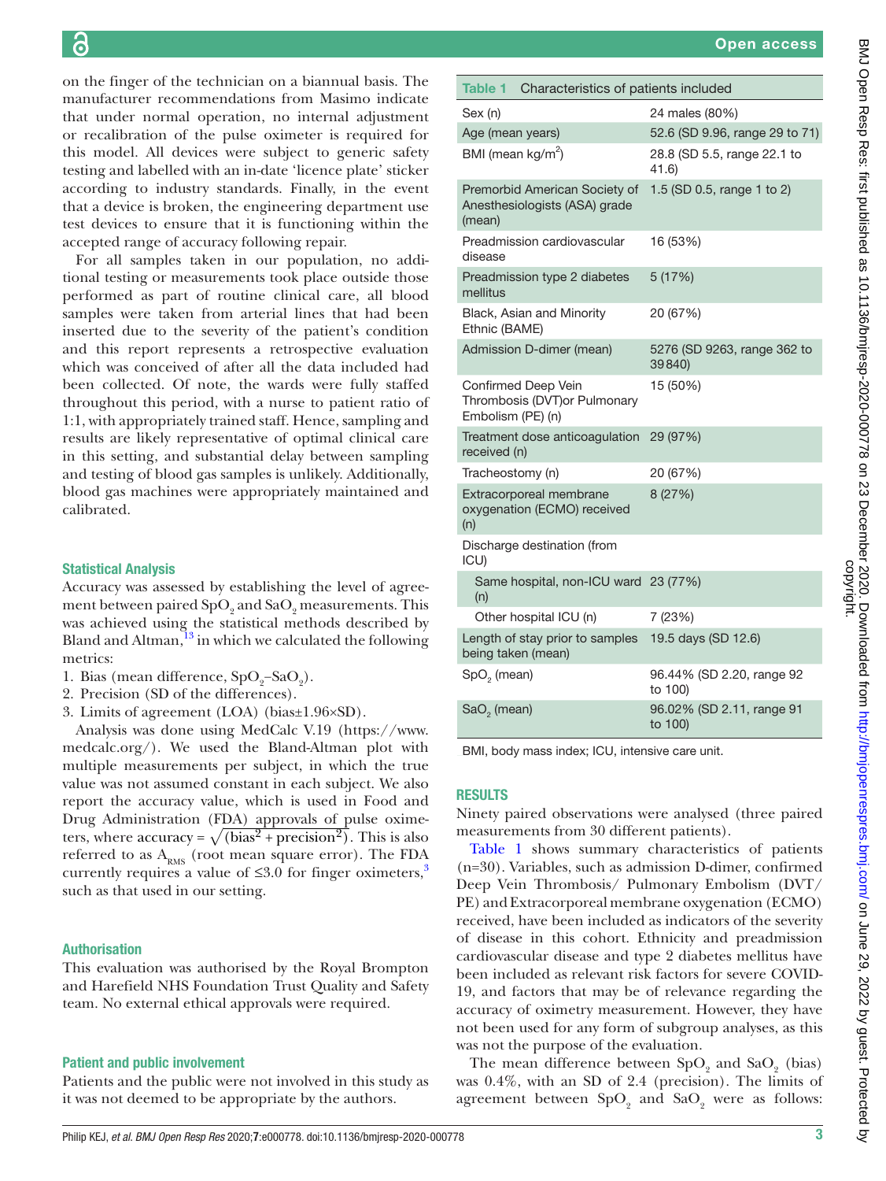on the finger of the technician on a biannual basis. The manufacturer recommendations from Masimo indicate that under normal operation, no internal adjustment or recalibration of the pulse oximeter is required for this model. All devices were subject to generic safety testing and labelled with an in-date 'licence plate' sticker according to industry standards. Finally, in the event that a device is broken, the engineering department use test devices to ensure that it is functioning within the accepted range of accuracy following repair.

For all samples taken in our population, no additional testing or measurements took place outside those performed as part of routine clinical care, all blood samples were taken from arterial lines that had been inserted due to the severity of the patient's condition and this report represents a retrospective evaluation which was conceived of after all the data included had been collected. Of note, the wards were fully staffed throughout this period, with a nurse to patient ratio of 1:1, with appropriately trained staff. Hence, sampling and results are likely representative of optimal clinical care in this setting, and substantial delay between sampling and testing of blood gas samples is unlikely. Additionally, blood gas machines were appropriately maintained and calibrated.

### Statistical Analysis

Accuracy was assessed by establishing the level of agreement between paired $SpO_2$ and $SaO_2$ measurements. This was achieved using the statistical methods described by Bland and Altman,[13] in which we calculated the following metrics:

1. Bias (mean difference, $SpO_2$–$SaO_2$).
2. Precision (SD of the differences).
3. Limits of agreement (LOA) (bias±1.96×SD).

Analysis was done using MedCalc V.19 (https://www.medcalc.org/). We used the Bland-Altman plot with multiple measurements per subject, in which the true value was not assumed constant in each subject. We also report the accuracy value, which is used in Food and Drug Administration (FDA) approvals of pulse oximeters, where $\text{accuracy} = \sqrt{(\text{bias}^2 + \text{precision}^2)}$. This is also referred to as $A_{RMS}$ (root mean square error). The FDA currently requires a value of ≤3.0 for finger oximeters,[3] such as that used in our setting.

### Authorisation

This evaluation was authorised by the Royal Brompton and Harefield NHS Foundation Trust Quality and Safety team. No external ethical approvals were required.

### Patient and public involvement

Patients and the public were not involved in this study as it was not deemed to be appropriate by the authors.

**Table 1** Characteristics of patients included

| | |
|---|---|
| Sex (n) | 24 males (80%) |
| Age (mean years) | 52.6 (SD 9.96, range 29 to 71) |
| BMI (mean kg/m$^2$) | 28.8 (SD 5.5, range 22.1 to 41.6) |
| Premorbid American Society of Anesthesiologists (ASA) grade (mean) | 1.5 (SD 0.5, range 1 to 2) |
| Preadmission cardiovascular disease | 16 (53%) |
| Preadmission type 2 diabetes mellitus | 5 (17%) |
| Black, Asian and Minority Ethnic (BAME) | 20 (67%) |
| Admission D-dimer (mean) | 5276 (SD 9263, range 362 to 39840) |
| Confirmed Deep Vein Thrombosis (DVT)or Pulmonary Embolism (PE) (n) | 15 (50%) |
| Treatment dose anticoagulation received (n) | 29 (97%) |
| Tracheostomy (n) | 20 (67%) |
| Extracorporeal membrane oxygenation (ECMO) received (n) | 8 (27%) |
| Discharge destination (from ICU) | |
| Same hospital, non-ICU ward (n) | 23 (77%) |
| Other hospital ICU (n) | 7 (23%) |
| Length of stay prior to samples being taken (mean) | 19.5 days (SD 12.6) |
| $SpO_2$ (mean) | 96.44% (SD 2.20, range 92 to 100) |
| $SaO_2$ (mean) | 96.02% (SD 2.11, range 91 to 100) |

BMI, body mass index; ICU, intensive care unit.

## RESULTS

Ninety paired observations were analysed (three paired measurements from 30 different patients).

Table 1 shows summary characteristics of patients (n=30). Variables, such as admission D-dimer, confirmed Deep Vein Thrombosis/ Pulmonary Embolism (DVT/ PE) and Extracorporeal membrane oxygenation (ECMO) received, have been included as indicators of the severity of disease in this cohort. Ethnicity and preadmission cardiovascular disease and type 2 diabetes mellitus have been included as relevant risk factors for severe COVID-19, and factors that may be of relevance regarding the accuracy of oximetry measurement. However, they have not been used for any form of subgroup analyses, as this was not the purpose of the evaluation.

The mean difference between $SpO_2$ and $SaO_2$ (bias) was 0.4%, with an SD of 2.4 (precision). The limits of agreement between $SpO_2$ and $SaO_2$ were as follows: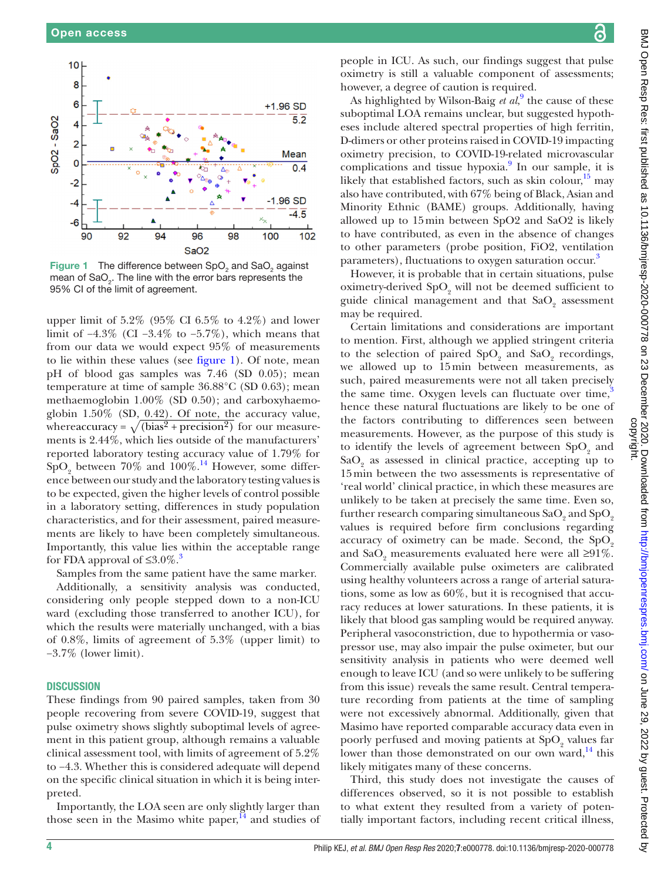Figure 1 The difference between $SpO_2$ and $SaO_2$ against mean of $SaO_2$. The line with the error bars represents the 95% CI of the limit of agreement.

upper limit of 5.2% (95% CI 6.5% to 4.2%) and lower limit of −4.3% (CI −3.4% to −5.7%), which means that from our data we would expect 95% of measurements to lie within these values (see figure 1). Of note, mean pH of blood gas samples was 7.46 (SD 0.05); mean temperature at time of sample 36.88°C (SD 0.63); mean methaemoglobin 1.00% (SD 0.50); and carboxyhaemoglobin 1.50% (SD, 0.42). Of note, the accuracy value, where $\text{accuracy} = \sqrt{(\text{bias}^2 + \text{precision}^2)}$ for our measurements is 2.44%, which lies outside of the manufacturers' reported laboratory testing accuracy value of 1.79% for $SpO_2$ between 70% and 100%.[14] However, some difference between our study and the laboratory testing values is to be expected, given the higher levels of control possible in a laboratory setting, differences in study population characteristics, and for their assessment, paired measurements are likely to have been completely simultaneous. Importantly, this value lies within the acceptable range for FDA approval of ≤3.0%.[3]

Samples from the same patient have the same marker.

Additionally, a sensitivity analysis was conducted, considering only people stepped down to a non-ICU ward (excluding those transferred to another ICU), for which the results were materially unchanged, with a bias of 0.8%, limits of agreement of 5.3% (upper limit) to −3.7% (lower limit).

## DISCUSSION

These findings from 90 paired samples, taken from 30 people recovering from severe COVID-19, suggest that pulse oximetry shows slightly suboptimal levels of agreement in this patient group, although remains a valuable clinical assessment tool, with limits of agreement of 5.2% to −4.3. Whether this is considered adequate will depend on the specific clinical situation in which it is being interpreted.

Importantly, the LOA seen are only slightly larger than those seen in the Masimo white paper,[14] and studies of people in ICU. As such, our findings suggest that pulse oximetry is still a valuable component of assessments; however, a degree of caution is required.

As highlighted by Wilson-Baig *et al*,[9] the cause of these suboptimal LOA remains unclear, but suggested hypotheses include altered spectral properties of high ferritin, D-dimers or other proteins raised in COVID-19 impacting oximetry precision, to COVID-19-related microvascular complications and tissue hypoxia.[9] In our sample, it is likely that established factors, such as skin colour,[15] may also have contributed, with 67% being of Black, Asian and Minority Ethnic (BAME) groups. Additionally, having allowed up to 15 min between SpO2 and SaO2 is likely to have contributed, as even in the absence of changes to other parameters (probe position, FiO2, ventilation parameters), fluctuations to oxygen saturation occur.[3]

However, it is probable that in certain situations, pulse oximetry-derived $SpO_2$ will not be deemed sufficient to guide clinical management and that $SaO_2$ assessment may be required.

Certain limitations and considerations are important to mention. First, although we applied stringent criteria to the selection of paired $SpO_2$ and $SaO_2$ recordings, we allowed up to 15 min between measurements, as such, paired measurements were not all taken precisely the same time. Oxygen levels can fluctuate over time,[3] hence these natural fluctuations are likely to be one of the factors contributing to differences seen between measurements. However, as the purpose of this study is to identify the levels of agreement between $SpO_2$ and $SaO_2$ as assessed in clinical practice, accepting up to 15 min between the two assessments is representative of 'real world' clinical practice, in which these measures are unlikely to be taken at precisely the same time. Even so, further research comparing simultaneous $SaO_2$ and $SpO_2$ values is required before firm conclusions regarding accuracy of oximetry can be made. Second, the $SpO_2$ and $SaO_2$ measurements evaluated here were all ≥91%. Commercially available pulse oximeters are calibrated using healthy volunteers across a range of arterial saturations, some as low as 60%, but it is recognised that accuracy reduces at lower saturations. In these patients, it is likely that blood gas sampling would be required anyway. Peripheral vasoconstriction, due to hypothermia or vasopressor use, may also impair the pulse oximeter, but our sensitivity analysis in patients who were deemed well enough to leave ICU (and so were unlikely to be suffering from this issue) reveals the same result. Central temperature recording from patients at the time of sampling were not excessively abnormal. Additionally, given that Masimo have reported comparable accuracy data even in poorly perfused and moving patients at $SpO_2$ values far lower than those demonstrated on our own ward,[14] this likely mitigates many of these concerns.

Third, this study does not investigate the causes of differences observed, so it is not possible to establish to what extent they resulted from a variety of potentially important factors, including recent critical illness,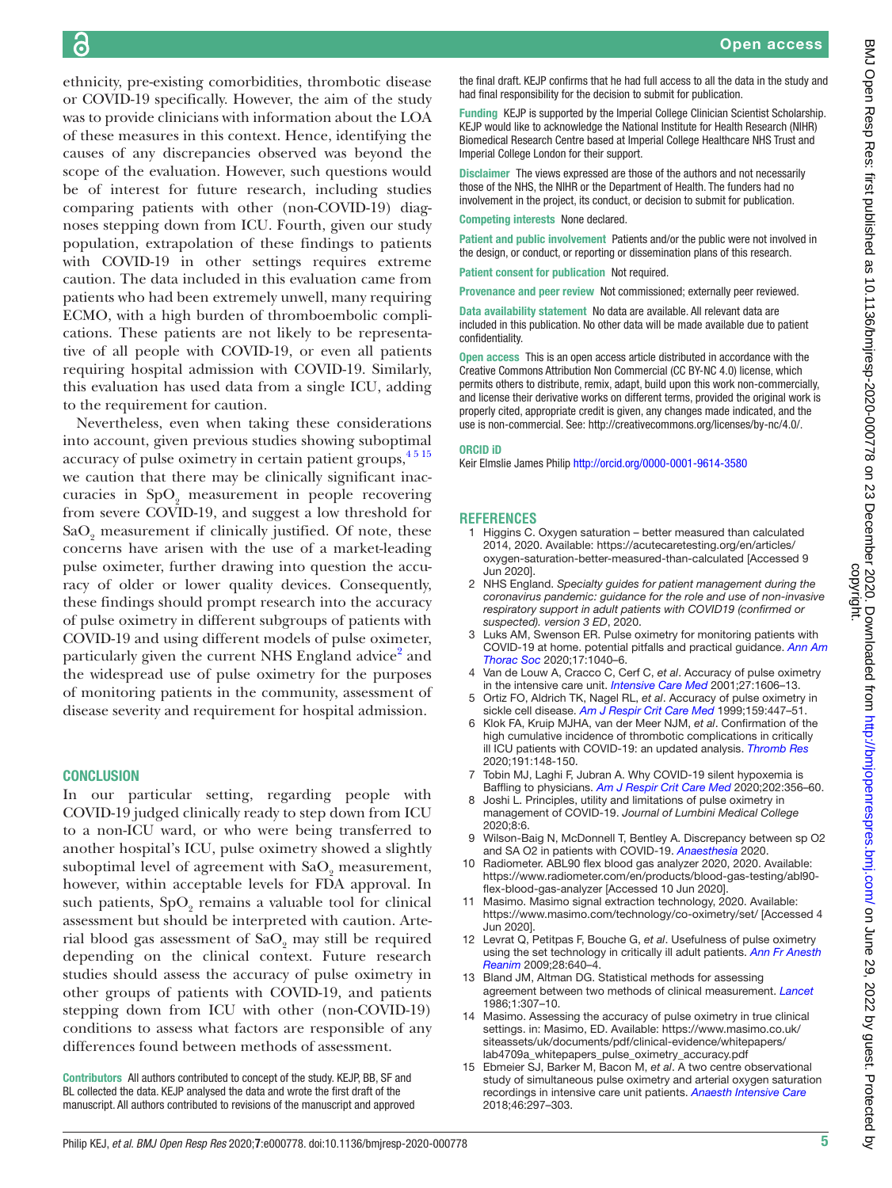ethnicity, pre-existing comorbidities, thrombotic disease or COVID-19 specifically. However, the aim of the study was to provide clinicians with information about the LOA of these measures in this context. Hence, identifying the causes of any discrepancies observed was beyond the scope of the evaluation. However, such questions would be of interest for future research, including studies comparing patients with other (non-COVID-19) diagnoses stepping down from ICU. Fourth, given our study population, extrapolation of these findings to patients with COVID-19 in other settings requires extreme caution. The data included in this evaluation came from patients who had been extremely unwell, many requiring ECMO, with a high burden of thromboembolic complications. These patients are not likely to be representative of all people with COVID-19, or even all patients requiring hospital admission with COVID-19. Similarly, this evaluation has used data from a single ICU, adding to the requirement for caution.

Nevertheless, even when taking these considerations into account, given previous studies showing suboptimal accuracy of pulse oximetry in certain patient groups,[4 5 15] we caution that there may be clinically significant inaccuracies in $SpO_2$ measurement in people recovering from severe COVID-19, and suggest a low threshold for $SaO_2$ measurement if clinically justified. Of note, these concerns have arisen with the use of a market-leading pulse oximeter, further drawing into question the accuracy of older or lower quality devices. Consequently, these findings should prompt research into the accuracy of pulse oximetry in different subgroups of patients with COVID-19 and using different models of pulse oximeter, particularly given the current NHS England advice[2] and the widespread use of pulse oximetry for the purposes of monitoring patients in the community, assessment of disease severity and requirement for hospital admission.

## CONCLUSION

In our particular setting, regarding people with COVID-19 judged clinically ready to step down from ICU to a non-ICU ward, or who were being transferred to another hospital's ICU, pulse oximetry showed a slightly suboptimal level of agreement with $SaO_2$ measurement, however, within acceptable levels for FDA approval. In such patients, $SpO_2$ remains a valuable tool for clinical assessment but should be interpreted with caution. Arterial blood gas assessment of $SaO_2$ may still be required depending on the clinical context. Future research studies should assess the accuracy of pulse oximetry in other groups of patients with COVID-19, and patients stepping down from ICU with other (non-COVID-19) conditions to assess what factors are responsible for any differences found between methods of assessment.

**Contributors** All authors contributed to concept of the study. KEJP, BB, SF and BL collected the data. KEJP analysed the data and wrote the first draft of the manuscript. All authors contributed to revisions of the manuscript and approved the final draft. KEJP confirms that he had full access to all the data in the study and had final responsibility for the decision to submit for publication.

**Funding** KEJP is supported by the Imperial College Clinician Scientist Scholarship. KEJP would like to acknowledge the National Institute for Health Research (NIHR) Biomedical Research Centre based at Imperial College Healthcare NHS Trust and Imperial College London for their support.

**Disclaimer** The views expressed are those of the authors and not necessarily those of the NHS, the NIHR or the Department of Health. The funders had no involvement in the project, its conduct, or decision to submit for publication.

**Competing interests** None declared.

**Patient and public involvement** Patients and/or the public were not involved in the design, or conduct, or reporting or dissemination plans of this research.

**Patient consent for publication** Not required.

**Provenance and peer review** Not commissioned; externally peer reviewed.

**Data availability statement** No data are available. All relevant data are included in this publication. No other data will be made available due to patient confidentiality.

**Open access** This is an open access article distributed in accordance with the Creative Commons Attribution Non Commercial (CC BY-NC 4.0) license, which permits others to distribute, remix, adapt, build upon this work non-commercially, and license their derivative works on different terms, provided the original work is properly cited, appropriate credit is given, any changes made indicated, and the use is non-commercial. See: http://creativecommons.org/licenses/by-nc/4.0/.

**ORCID iD**

Keir Elmslie James Philip http://orcid.org/0000-0001-9614-3580

## REFERENCES

1. Higgins C. Oxygen saturation – better measured than calculated 2014, 2020. Available: https://acutecaretesting.org/en/articles/oxygen-saturation-better-measured-than-calculated [Accessed 9 Jun 2020].
2. NHS England. *Specialty guides for patient management during the coronavirus pandemic: guidance for the role and use of non-invasive respiratory support in adult patients with COVID19 (confirmed or suspected). version 3 ED*, 2020.
3. Luks AM, Swenson ER. Pulse oximetry for monitoring patients with COVID-19 at home. potential pitfalls and practical guidance. *Ann Am Thorac Soc* 2020;17:1040–6.
4. Van de Louw A, Cracco C, Cerf C, *et al*. Accuracy of pulse oximetry in the intensive care unit. *Intensive Care Med* 2001;27:1606–13.
5. Ortiz FO, Aldrich TK, Nagel RL, *et al*. Accuracy of pulse oximetry in sickle cell disease. *Am J Respir Crit Care Med* 1999;159:447–51.
6. Klok FA, Kruip MJHA, van der Meer NJM, *et al*. Confirmation of the high cumulative incidence of thrombotic complications in critically ill ICU patients with COVID-19: an updated analysis. *Thromb Res* 2020;191:148-150.
7. Tobin MJ, Laghi F, Jubran A. Why COVID-19 silent hypoxemia is Baffling to physicians. *Am J Respir Crit Care Med* 2020;202:356–60.
8. Joshi L. Principles, utility and limitations of pulse oximetry in management of COVID-19. *Journal of Lumbini Medical College* 2020;8:6.
9. Wilson-Baig N, McDonnell T, Bentley A. Discrepancy between sp O2 and SA O2 in patients with COVID-19. *Anaesthesia* 2020.
10. Radiometer. ABL90 flex blood gas analyzer 2020, 2020. Available: https://www.radiometer.com/en/products/blood-gas-testing/abl90-flex-blood-gas-analyzer [Accessed 10 Jun 2020].
11. Masimo. Masimo signal extraction technology, 2020. Available: https://www.masimo.com/technology/co-oximetry/set/ [Accessed 4 Jun 2020].
12. Levrat Q, Petitpas F, Bouche G, *et al*. Usefulness of pulse oximetry using the set technology in critically ill adult patients. *Ann Fr Anesth Reanim* 2009;28:640–4.
13. Bland JM, Altman DG. Statistical methods for assessing agreement between two methods of clinical measurement. *Lancet* 1986;1:307–10.
14. Masimo. Assessing the accuracy of pulse oximetry in true clinical settings. in: Masimo, ED. Available: https://www.masimo.co.uk/siteassets/uk/documents/pdf/clinical-evidence/whitepapers/lab4709a_whitepapers_pulse_oximetry_accuracy.pdf
15. Ebmeier SJ, Barker M, Bacon M, *et al*. A two centre observational study of simultaneous pulse oximetry and arterial oxygen saturation recordings in intensive care unit patients. *Anaesth Intensive Care* 2018;46:297–303.